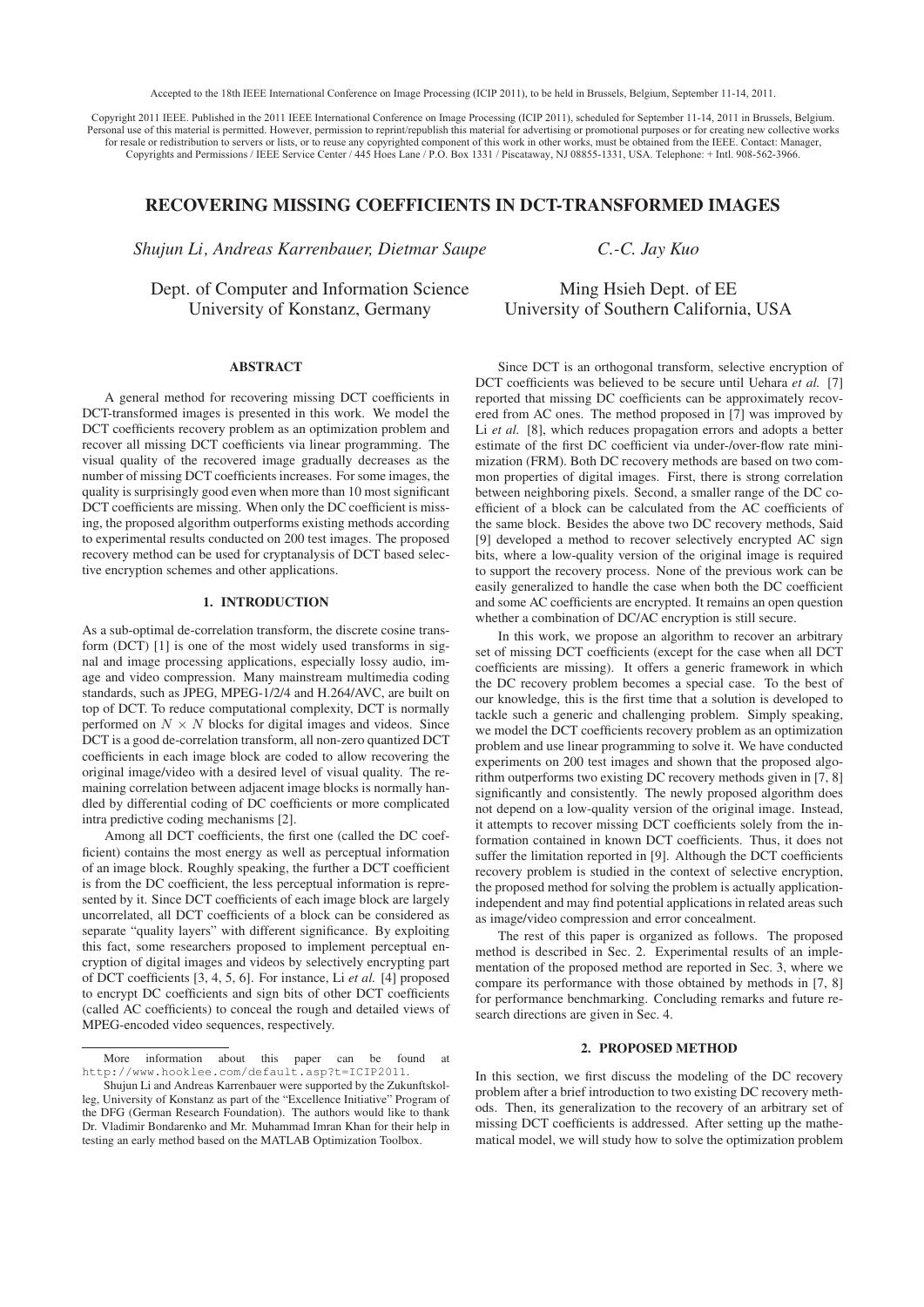Accepted to the 18th IEEE International Conference on Image Processing (ICIP 2011), to be held in Brussels, Belgium, September 11-14, 2011.

Copyright 2011 IEEE. Published in the 2011 IEEE International Conference on Image Processing (ICIP 2011), scheduled for September 11-14, 2011 in Brussels, Belgium. Personal use of this material is permitted. However, permission to reprint/republish this material for advertising or promotional purposes or for creating new collective works for resale or redistribution to servers or lists, or to reuse any copyrighted component of this work in other works, must be obtained from the IEEE. Contact: Manager, Copyrights and Permissions / IEEE Service Center / 445 Hoes Lane / P.O. Box 1331 / Piscataway, NJ 08855-1331, USA. Telephone: + Intl. 908-562-3966.

# RECOVERING MISSING COEFFICIENTS IN DCT-TRANSFORMED IMAGES

*Shujun Li, Andreas Karrenbauer, Dietmar Saupe*

Dept. of Computer and Information Science
University of Konstanz, Germany

*C.-C. Jay Kuo*

Ming Hsieh Dept. of EE
University of Southern California, USA

## ABSTRACT

A general method for recovering missing DCT coefficients in DCT-transformed images is presented in this work. We model the DCT coefficients recovery problem as an optimization problem and recover all missing DCT coefficients via linear programming. The visual quality of the recovered image gradually decreases as the number of missing DCT coefficients increases. For some images, the quality is surprisingly good even when more than 10 most significant DCT coefficients are missing. When only the DC coefficient is missing, the proposed algorithm outperforms existing methods according to experimental results conducted on 200 test images. The proposed recovery method can be used for cryptanalysis of DCT based selective encryption schemes and other applications.

## 1. INTRODUCTION

As a sub-optimal de-correlation transform, the discrete cosine transform (DCT) [1] is one of the most widely used transforms in signal and image processing applications, especially lossy audio, image and video compression. Many mainstream multimedia coding standards, such as JPEG, MPEG-1/2/4 and H.264/AVC, are built on top of DCT. To reduce computational complexity, DCT is normally performed on $N \times N$ blocks for digital images and videos. Since DCT is a good de-correlation transform, all non-zero quantized DCT coefficients in each image block are coded to allow recovering the original image/video with a desired level of visual quality. The remaining correlation between adjacent image blocks is normally handled by differential coding of DC coefficients or more complicated intra predictive coding mechanisms [2].

Among all DCT coefficients, the first one (called the DC coefficient) contains the most energy as well as perceptual information of an image block. Roughly speaking, the further a DCT coefficient is from the DC coefficient, the less perceptual information is represented by it. Since DCT coefficients of each image block are largely uncorrelated, all DCT coefficients of a block can be considered as separate "quality layers" with different significance. By exploiting this fact, some researchers proposed to implement perceptual encryption of digital images and videos by selectively encrypting part of DCT coefficients [3, 4, 5, 6]. For instance, Li *et al.* [4] proposed to encrypt DC coefficients and sign bits of other DCT coefficients (called AC coefficients) to conceal the rough and detailed views of MPEG-encoded video sequences, respectively.

Since DCT is an orthogonal transform, selective encryption of DCT coefficients was believed to be secure until Uehara *et al.* [7] reported that missing DC coefficients can be approximately recovered from AC ones. The method proposed in [7] was improved by Li *et al.* [8], which reduces propagation errors and adopts a better estimate of the first DC coefficient via under-/over-flow rate minimization (FRM). Both DC recovery methods are based on two common properties of digital images. First, there is strong correlation between neighboring pixels. Second, a smaller range of the DC coefficient of a block can be calculated from the AC coefficients of the same block. Besides the above two DC recovery methods, Said [9] developed a method to recover selectively encrypted AC sign bits, where a low-quality version of the original image is required to support the recovery process. None of the previous work can be easily generalized to handle the case when both the DC coefficient and some AC coefficients are encrypted. It remains an open question whether a combination of DC/AC encryption is still secure.

In this work, we propose an algorithm to recover an arbitrary set of missing DCT coefficients (except for the case when all DCT coefficients are missing). It offers a generic framework in which the DC recovery problem becomes a special case. To the best of our knowledge, this is the first time that a solution is developed to tackle such a generic and challenging problem. Simply speaking, we model the DCT coefficients recovery problem as an optimization problem and use linear programming to solve it. We have conducted experiments on 200 test images and shown that the proposed algorithm outperforms two existing DC recovery methods given in [7, 8] significantly and consistently. The newly proposed algorithm does not depend on a low-quality version of the original image. Instead, it attempts to recover missing DCT coefficients solely from the information contained in known DCT coefficients. Thus, it does not suffer the limitation reported in [9]. Although the DCT coefficients recovery problem is studied in the context of selective encryption, the proposed method for solving the problem is actually application-independent and may find potential applications in related areas such as image/video compression and error concealment.

The rest of this paper is organized as follows. The proposed method is described in Sec. 2. Experimental results of an implementation of the proposed method are reported in Sec. 3, where we compare its performance with those obtained by methods in [7, 8] for performance benchmarking. Concluding remarks and future research directions are given in Sec. 4.

## 2. PROPOSED METHOD

In this section, we first discuss the modeling of the DC recovery problem after a brief introduction to two existing DC recovery methods. Then, its generalization to the recovery of an arbitrary set of missing DCT coefficients is addressed. After setting up the mathematical model, we will study how to solve the optimization problem

---

More information about this paper can be found at http://www.hooklee.com/default.asp?t=ICIP2011.

Shujun Li and Andreas Karrenbauer were supported by the Zukunftskolleg, University of Konstanz as part of the "Excellence Initiative" Program of the DFG (German Research Foundation). The authors would like to thank Dr. Vladimir Bondarenko and Mr. Muhammad Imran Khan for their help in testing an early method based on the MATLAB Optimization Toolbox.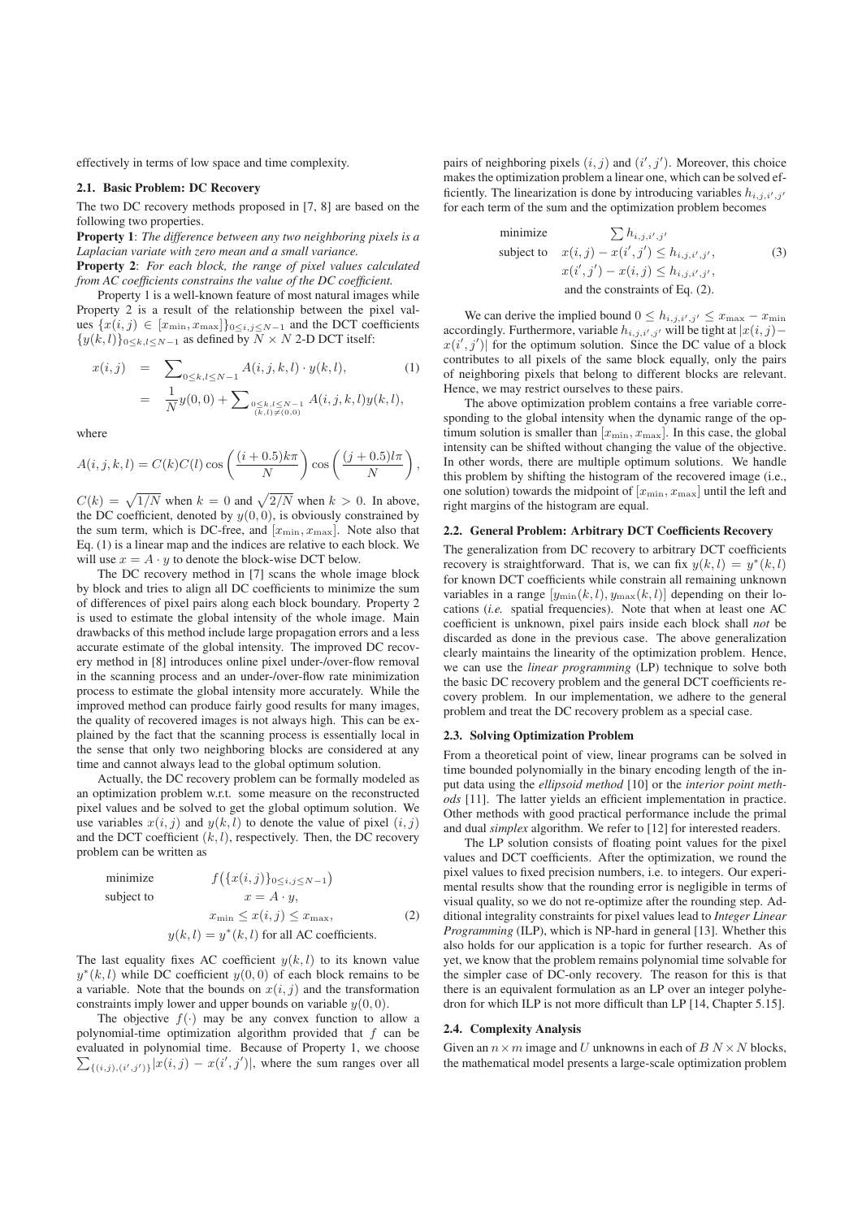effectively in terms of low space and time complexity.

### 2.1. Basic Problem: DC Recovery

The two DC recovery methods proposed in [7, 8] are based on the following two properties.

**Property 1**: *The difference between any two neighboring pixels is a Laplacian variate with zero mean and a small variance.*

**Property 2**: *For each block, the range of pixel values calculated from AC coefficients constrains the value of the DC coefficient.*

Property 1 is a well-known feature of most natural images while Property 2 is a result of the relationship between the pixel values $\{x(i,j) \in [x_{\min}, x_{\max}]\}_{0 \le i,j \le N-1}$ and the DCT coefficients $\{y(k,l)\}_{0 \le k,l \le N-1}$ as defined by $N \times N$ 2-D DCT itself:

$$
\begin{aligned}
x(i,j) &= \sum\nolimits_{0 \le k,l \le N-1} A(i,j,k,l) \cdot y(k,l), \qquad (1)\\
&= \frac{1}{N} y(0,0) + \sum\nolimits_{\substack{0 \le k,l \le N-1 \\ (k,l) \ne (0,0)}} A(i,j,k,l) y(k,l),
\end{aligned}
$$

where

$$
A(i,j,k,l) = C(k)C(l) \cos\left(\frac{(i+0.5)k\pi}{N}\right) \cos\left(\frac{(j+0.5)l\pi}{N}\right),
$$

$C(k) = \sqrt{1/N}$ when $k = 0$ and $\sqrt{2/N}$ when $k > 0$. In above, the DC coefficient, denoted by $y(0,0)$, is obviously constrained by the sum term, which is DC-free, and $[x_{\min}, x_{\max}]$. Note also that Eq. (1) is a linear map and the indices are relative to each block. We will use $x = A \cdot y$ to denote the block-wise DCT below.

The DC recovery method in [7] scans the whole image block by block and tries to align all DC coefficients to minimize the sum of differences of pixel pairs along each block boundary. Property 2 is used to estimate the global intensity of the whole image. Main drawbacks of this method include large propagation errors and a less accurate estimate of the global intensity. The improved DC recovery method in [8] introduces online pixel under-/over-flow removal in the scanning process and an under-/over-flow rate minimization process to estimate the global intensity more accurately. While the improved method can produce fairly good results for many images, the quality of recovered images is not always high. This can be explained by the fact that the scanning process is essentially local in the sense that only two neighboring blocks are considered at any time and cannot always lead to the global optimum solution.

Actually, the DC recovery problem can be formally modeled as an optimization problem w.r.t. some measure on the reconstructed pixel values and be solved to get the global optimum solution. We use variables $x(i,j)$ and $y(k,l)$ to denote the value of pixel $(i,j)$ and the DCT coefficient $(k,l)$, respectively. Then, the DC recovery problem can be written as

$$
\begin{aligned}
\text{minimize} \quad & f\big(\{x(i,j)\}_{0 \le i,j \le N-1}\big)\\
\text{subject to} \quad & x = A \cdot y,\\
& x_{\min} \le x(i,j) \le x_{\max}, \qquad (2)\\
& y(k,l) = y^*(k,l) \text{ for all AC coefficients.}
\end{aligned}
$$

The last equality fixes AC coefficient $y(k,l)$ to its known value $y^*(k,l)$ while DC coefficient $y(0,0)$ of each block remains to be a variable. Note that the bounds on $x(i,j)$ and the transformation constraints imply lower and upper bounds on variable $y(0,0)$.

The objective $f(\cdot)$ may be any convex function to allow a polynomial-time optimization algorithm provided that $f$ can be evaluated in polynomial time. Because of Property 1, we choose $\sum_{\{(i,j),(i',j')\}} |x(i,j) - x(i',j')|$, where the sum ranges over all pairs of neighboring pixels $(i,j)$ and $(i',j')$. Moreover, this choice makes the optimization problem a linear one, which can be solved efficiently. The linearization is done by introducing variables $h_{i,j,i',j'}$ for each term of the sum and the optimization problem becomes

$$
\begin{aligned}
\text{minimize} \quad & \sum h_{i,j,i',j'}\\
\text{subject to} \quad & x(i,j) - x(i',j') \le h_{i,j,i',j'}, \qquad (3)\\
& x(i',j') - x(i,j) \le h_{i,j,i',j'},\\
& \text{and the constraints of Eq. (2).}
\end{aligned}
$$

We can derive the implied bound $0 \le h_{i,j,i',j'} \le x_{\max} - x_{\min}$ accordingly. Furthermore, variable $h_{i,j,i',j'}$ will be tight at $|x(i,j) - x(i',j')|$ for the optimum solution. Since the DC value of a block contributes to all pixels of the same block equally, only the pairs of neighboring pixels that belong to different blocks are relevant. Hence, we may restrict ourselves to these pairs.

The above optimization problem contains a free variable corresponding to the global intensity when the dynamic range of the optimum solution is smaller than $[x_{\min}, x_{\max}]$. In this case, the global intensity can be shifted without changing the value of the objective. In other words, there are multiple optimum solutions. We handle this problem by shifting the histogram of the recovered image (i.e., one solution) towards the midpoint of $[x_{\min}, x_{\max}]$ until the left and right margins of the histogram are equal.

### 2.2. General Problem: Arbitrary DCT Coefficients Recovery

The generalization from DC recovery to arbitrary DCT coefficients recovery is straightforward. That is, we can fix $y(k,l) = y^*(k,l)$ for known DCT coefficients while constrain all remaining unknown variables in a range $[y_{\min}(k,l), y_{\max}(k,l)]$ depending on their locations (*i.e.* spatial frequencies). Note that when at least one AC coefficient is unknown, pixel pairs inside each block shall *not* be discarded as done in the previous case. The above generalization clearly maintains the linearity of the optimization problem. Hence, we can use the *linear programming* (LP) technique to solve both the basic DC recovery problem and the general DCT coefficients recovery problem. In our implementation, we adhere to the general problem and treat the DC recovery problem as a special case.

### 2.3. Solving Optimization Problem

From a theoretical point of view, linear programs can be solved in time bounded polynomially in the binary encoding length of the input data using the *ellipsoid method* [10] or the *interior point methods* [11]. The latter yields an efficient implementation in practice. Other methods with good practical performance include the primal and dual *simplex* algorithm. We refer to [12] for interested readers.

The LP solution consists of floating point values for the pixel values and DCT coefficients. After the optimization, we round the pixel values to fixed precision numbers, i.e. to integers. Our experimental results show that the rounding error is negligible in terms of visual quality, so we do not re-optimize after the rounding step. Additional integrality constraints for pixel values lead to *Integer Linear Programming* (ILP), which is NP-hard in general [13]. Whether this also holds for our application is a topic for further research. As of yet, we know that the problem remains polynomial time solvable for the simpler case of DC-only recovery. The reason for this is that there is an equivalent formulation as an LP over an integer polyhedron for which ILP is not more difficult than LP [14, Chapter 5.15].

### 2.4. Complexity Analysis

Given an $n \times m$ image and $U$ unknowns in each of $B$ $N \times N$ blocks, the mathematical model presents a large-scale optimization problem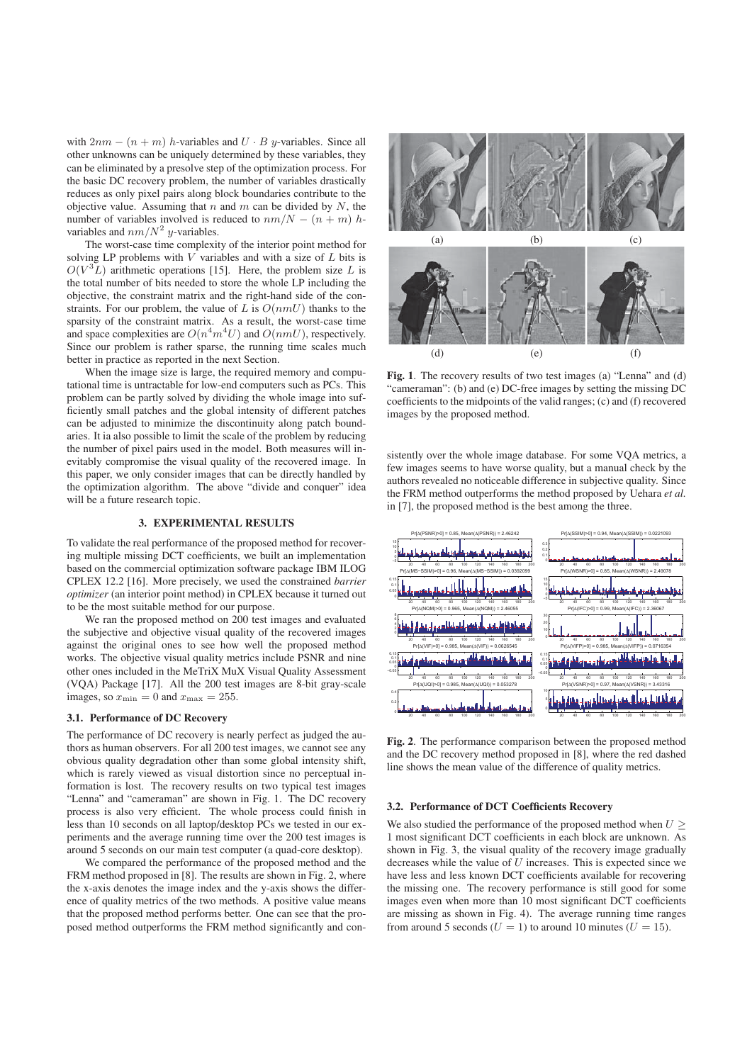with $2nm - (n+m)$ $h$-variables and $U \cdot B$ $y$-variables. Since all other unknowns can be uniquely determined by these variables, they can be eliminated by a presolve step of the optimization process. For the basic DC recovery problem, the number of variables drastically reduces as only pixel pairs along block boundaries contribute to the objective value. Assuming that $n$ and $m$ can be divided by $N$, the number of variables involved is reduced to $nm/N - (n+m)$ $h$-variables and $nm/N^2$ $y$-variables.

The worst-case time complexity of the interior point method for solving LP problems with $V$ variables and with a size of $L$ bits is $O(V^3L)$ arithmetic operations [15]. Here, the problem size $L$ is the total number of bits needed to store the whole LP including the objective, the constraint matrix and the right-hand side of the constraints. For our problem, the value of $L$ is $O(nmU)$ thanks to the sparsity of the constraint matrix. As a result, the worst-case time and space complexities are $O(n^4m^4U)$ and $O(nmU)$, respectively. Since our problem is rather sparse, the running time scales much better in practice as reported in the next Section.

When the image size is large, the required memory and computational time is untractable for low-end computers such as PCs. This problem can be partly solved by dividing the whole image into sufficiently small patches and the global intensity of different patches can be adjusted to minimize the discontinuity along patch boundaries. It ia also possible to limit the scale of the problem by reducing the number of pixel pairs used in the model. Both measures will inevitably compromise the visual quality of the recovered image. In this paper, we only consider images that can be directly handled by the optimization algorithm. The above "divide and conquer" idea will be a future research topic.

## 3. EXPERIMENTAL RESULTS

To validate the real performance of the proposed method for recovering multiple missing DCT coefficients, we built an implementation based on the commercial optimization software package IBM ILOG CPLEX 12.2 [16]. More precisely, we used the constrained *barrier optimizer* (an interior point method) in CPLEX because it turned out to be the most suitable method for our purpose.

We ran the proposed method on 200 test images and evaluated the subjective and objective visual quality of the recovered images against the original ones to see how well the proposed method works. The objective visual quality metrics include PSNR and nine other ones included in the MeTriX MuX Visual Quality Assessment (VQA) Package [17]. All the 200 test images are 8-bit gray-scale images, so $x_{\min} = 0$ and $x_{\max} = 255$.

### 3.1. Performance of DC Recovery

The performance of DC recovery is nearly perfect as judged the authors as human observers. For all 200 test images, we cannot see any obvious quality degradation other than some global intensity shift, which is rarely viewed as visual distortion since no perceptual information is lost. The recovery results on two typical test images "Lenna" and "cameraman" are shown in Fig. 1. The DC recovery process is also very efficient. The whole process could finish in less than 10 seconds on all laptop/desktop PCs we tested in our experiments and the average running time over the 200 test images is around 5 seconds on our main test computer (a quad-core desktop).

We compared the performance of the proposed method and the FRM method proposed in [8]. The results are shown in Fig. 2, where the x-axis denotes the image index and the y-axis shows the difference of quality metrics of the two methods. A positive value means that the proposed method performs better. One can see that the proposed method outperforms the FRM method significantly and consistently over the whole image database. For some VQA metrics, a few images seems to have worse quality, but a manual check by the authors revealed no noticeable difference in subjective quality. Since the FRM method outperforms the method proposed by Uehara *et al.* in [7], the proposed method is the best among the three.

**Fig. 1**. The recovery results of two test images (a) "Lenna" and (d) "cameraman": (b) and (e) DC-free images by setting the missing DC coefficients to the midpoints of the valid ranges; (c) and (f) recovered images by the proposed method.

**Fig. 2**. The performance comparison between the proposed method and the DC recovery method proposed in [8], where the red dashed line shows the mean value of the difference of quality metrics.

### 3.2. Performance of DCT Coefficients Recovery

We also studied the performance of the proposed method when $U \geq 1$ most significant DCT coefficients in each block are unknown. As shown in Fig. 3, the visual quality of the recovery image gradually decreases while the value of $U$ increases. This is expected since we have less and less known DCT coefficients available for recovering the missing one. The recovery performance is still good for some images even when more than 10 most significant DCT coefficients are missing as shown in Fig. 4). The average running time ranges from around 5 seconds ($U = 1$) to around 10 minutes ($U = 15$).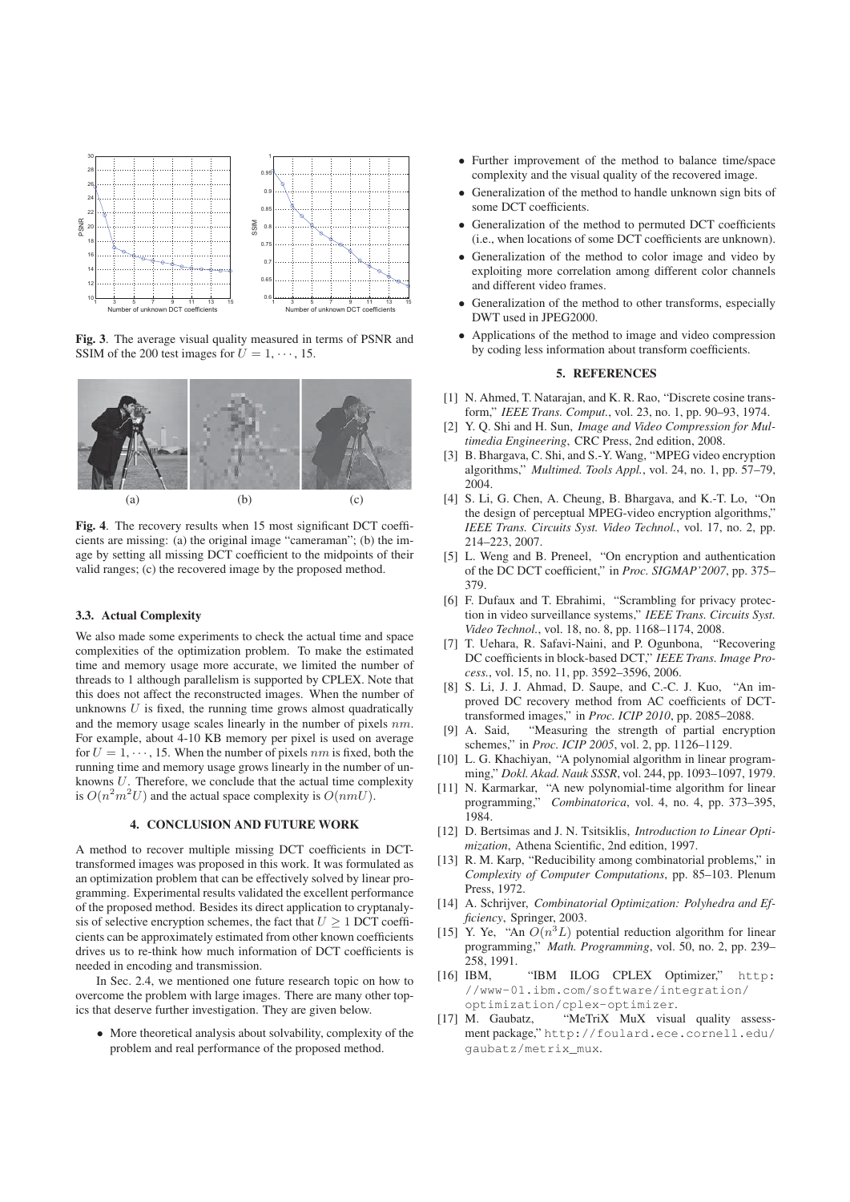PSNR

30
28
26
24
22
20
18
16
14
12
10

1 3 5 7 9 11 13 15

Number of unknown DCT coefficients

SSIM

1
0.95
0.9
0.85
0.8
0.75
0.7
0.65
0.6

1 3 5 7 9 11 13 15

Number of unknown DCT coefficients

**Fig. 3**. The average visual quality measured in terms of PSNR and SSIM of the 200 test images for $U = 1, \cdots, 15$.

(a) (b) (c)

**Fig. 4**. The recovery results when 15 most significant DCT coefficients are missing: (a) the original image "cameraman"; (b) the image by setting all missing DCT coefficient to the midpoints of their valid ranges; (c) the recovered image by the proposed method.

### 3.3. Actual Complexity

We also made some experiments to check the actual time and space complexities of the optimization problem. To make the estimated time and memory usage more accurate, we limited the number of threads to 1 although parallelism is supported by CPLEX. Note that this does not affect the reconstructed images. When the number of unknowns $U$ is fixed, the running time grows almost quadratically and the memory usage scales linearly in the number of pixels $nm$. For example, about 4-10 KB memory per pixel is used on average for $U = 1, \cdots, 15$. When the number of pixels $nm$ is fixed, both the running time and memory usage grows linearly in the number of unknowns $U$. Therefore, we conclude that the actual time complexity is $O(n^2m^2U)$ and the actual space complexity is $O(nmU)$.

## 4. CONCLUSION AND FUTURE WORK

A method to recover multiple missing DCT coefficients in DCT-transformed images was proposed in this work. It was formulated as an optimization problem that can be effectively solved by linear programming. Experimental results validated the excellent performance of the proposed method. Besides its direct application to cryptanalysis of selective encryption schemes, the fact that $U \geq 1$ DCT coefficients can be approximately estimated from other known coefficients drives us to re-think how much information of DCT coefficients is needed in encoding and transmission.

In Sec. 2.4, we mentioned one future research topic on how to overcome the problem with large images. There are many other topics that deserve further investigation. They are given below.

- More theoretical analysis about solvability, complexity of the problem and real performance of the proposed method.
- Further improvement of the method to balance time/space complexity and the visual quality of the recovered image.
- Generalization of the method to handle unknown sign bits of some DCT coefficients.
- Generalization of the method to permuted DCT coefficients (i.e., when locations of some DCT coefficients are unknown).
- Generalization of the method to color image and video by exploiting more correlation among different color channels and different video frames.
- Generalization of the method to other transforms, especially DWT used in JPEG2000.
- Applications of the method to image and video compression by coding less information about transform coefficients.

## 5. REFERENCES

[1] N. Ahmed, T. Natarajan, and K. R. Rao, "Discrete cosine transform," *IEEE Trans. Comput.*, vol. 23, no. 1, pp. 90–93, 1974.

[2] Y. Q. Shi and H. Sun, *Image and Video Compression for Multimedia Engineering*, CRC Press, 2nd edition, 2008.

[3] B. Bhargava, C. Shi, and S.-Y. Wang, "MPEG video encryption algorithms," *Multimed. Tools Appl.*, vol. 24, no. 1, pp. 57–79, 2004.

[4] S. Li, G. Chen, A. Cheung, B. Bhargava, and K.-T. Lo, "On the design of perceptual MPEG-video encryption algorithms," *IEEE Trans. Circuits Syst. Video Technol.*, vol. 17, no. 2, pp. 214–223, 2007.

[5] L. Weng and B. Preneel, "On encryption and authentication of the DC DCT coefficient," in *Proc. SIGMAP'2007*, pp. 375–379.

[6] F. Dufaux and T. Ebrahimi, "Scrambling for privacy protection in video surveillance systems," *IEEE Trans. Circuits Syst. Video Technol.*, vol. 18, no. 8, pp. 1168–1174, 2008.

[7] T. Uehara, R. Safavi-Naini, and P. Ogunbona, "Recovering DC coefficients in block-based DCT," *IEEE Trans. Image Process.*, vol. 15, no. 11, pp. 3592–3596, 2006.

[8] S. Li, J. J. Ahmad, D. Saupe, and C.-C. J. Kuo, "An improved DC recovery method from AC coefficients of DCT-transformed images," in *Proc. ICIP 2010*, pp. 2085–2088.

[9] A. Said, "Measuring the strength of partial encryption schemes," in *Proc. ICIP 2005*, vol. 2, pp. 1126–1129.

[10] L. G. Khachiyan, "A polynomial algorithm in linear programming," *Dokl. Akad. Nauk SSSR*, vol. 244, pp. 1093–1097, 1979.

[11] N. Karmarkar, "A new polynomial-time algorithm for linear programming," *Combinatorica*, vol. 4, no. 4, pp. 373–395, 1984.

[12] D. Bertsimas and J. N. Tsitsiklis, *Introduction to Linear Optimization*, Athena Scientific, 2nd edition, 1997.

[13] R. M. Karp, "Reducibility among combinatorial problems," in *Complexity of Computer Computations*, pp. 85–103. Plenum Press, 1972.

[14] A. Schrijver, *Combinatorial Optimization: Polyhedra and Efficiency*, Springer, 2003.

[15] Y. Ye, "An $O(n^3L)$ potential reduction algorithm for linear programming," *Math. Programming*, vol. 50, no. 2, pp. 239–258, 1991.

[16] IBM, "IBM ILOG CPLEX Optimizer," http://www-01.ibm.com/software/integration/optimization/cplex-optimizer.

[17] M. Gaubatz, "MeTriX MuX visual quality assessment package," http://foulard.ece.cornell.edu/gaubatz/metrix_mux.